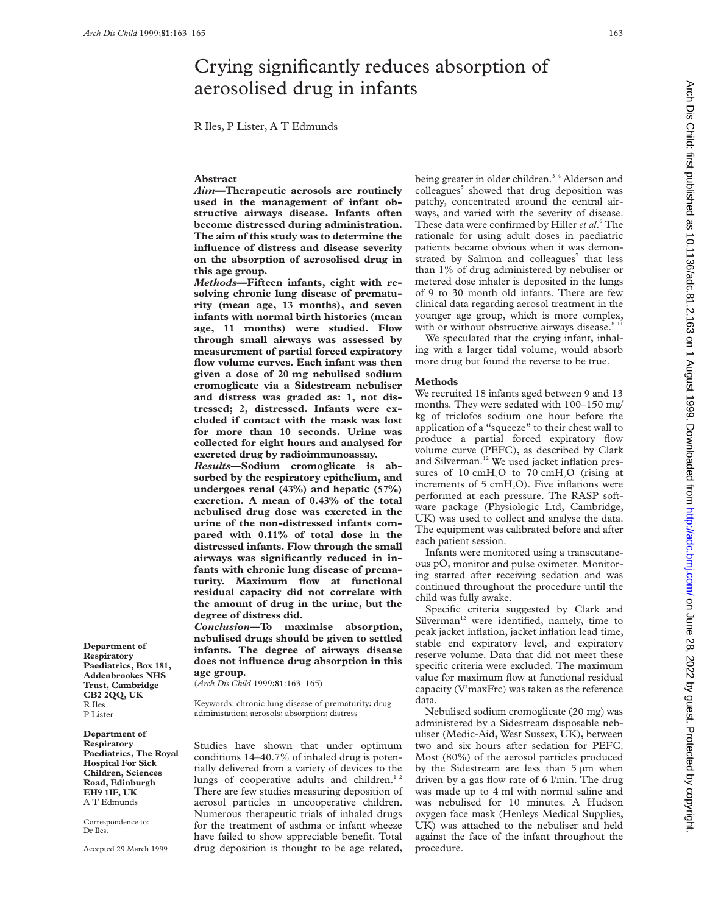# Crying significantly reduces absorption of aerosolised drug in infants

R Iles, P Lister, A T Edmunds

## Abstract

***Aim*—Therapeutic aerosols are routinely used in the management of infant obstructive airways disease. Infants often become distressed during administration. The aim of this study was to determine the influence of distress and disease severity on the absorption of aerosolised drug in this age group.**

***Methods*—Fifteen infants, eight with resolving chronic lung disease of prematurity (mean age, 13 months), and seven infants with normal birth histories (mean age, 11 months) were studied. Flow through small airways was assessed by measurement of partial forced expiratory flow volume curves. Each infant was then given a dose of 20 mg nebulised sodium cromoglicate via a Sidestream nebuliser and distress was graded as: 1, not distressed; 2, distressed. Infants were excluded if contact with the mask was lost for more than 10 seconds. Urine was collected for eight hours and analysed for excreted drug by radioimmunoassay.**

***Results*—Sodium cromoglicate is absorbed by the respiratory epithelium, and undergoes renal (43%) and hepatic (57%) excretion. A mean of 0.43% of the total nebulised drug dose was excreted in the urine of the non-distressed infants compared with 0.11% of total dose in the distressed infants. Flow through the small airways was significantly reduced in infants with chronic lung disease of prematurity. Maximum flow at functional residual capacity did not correlate with the amount of drug in the urine, but the degree of distress did.**

***Conclusion*—To maximise absorption, nebulised drugs should be given to settled infants. The degree of airways disease does not influence drug absorption in this age group.**

(*Arch Dis Child* 1999;**81**:163–165)

Keywords: chronic lung disease of prematurity; drug administration; aerosols; absorption; distress

**Department of Respiratory Paediatrics, Box 181, Addenbrookes NHS Trust, Cambridge CB2 2QQ, UK**
R Iles
P Lister

**Department of Respiratory Paediatrics, The Royal Hospital For Sick Children, Sciences Road, Edinburgh EH9 1IF, UK**
A T Edmunds

Correspondence to: Dr Iles.

Accepted 29 March 1999

Studies have shown that under optimum conditions 14–40.7% of inhaled drug is potentially delivered from a variety of devices to the lungs of cooperative adults and children.[1,2] There are few studies measuring deposition of aerosol particles in uncooperative children. Numerous therapeutic trials of inhaled drugs for the treatment of asthma or infant wheeze have failed to show appreciable benefit. Total drug deposition is thought to be age related, being greater in older children.[3,4] Alderson and colleagues[5] showed that drug deposition was patchy, concentrated around the central airways, and varied with the severity of disease. These data were confirmed by Hiller *et al*.[6] The rationale for using adult doses in paediatric patients became obvious when it was demonstrated by Salmon and colleagues[7] that less than 1% of drug administered by nebuliser or metered dose inhaler is deposited in the lungs of 9 to 30 month old infants. There are few clinical data regarding aerosol treatment in the younger age group, which is more complex, with or without obstructive airways disease.[8–11]

We speculated that the crying infant, inhaling with a larger tidal volume, would absorb more drug but found the reverse to be true.

## Methods

We recruited 18 infants aged between 9 and 13 months. They were sedated with 100–150 mg/kg of triclofos sodium one hour before the application of a "squeeze" to their chest wall to produce a partial forced expiratory flow volume curve (PEFC), as described by Clark and Silverman.[12] We used jacket inflation pressures of 10 $cmH_2O$ to 70 $cmH_2O$ (rising at increments of 5 $cmH_2O$). Five inflations were performed at each pressure. The RASP software package (Physiologic Ltd, Cambridge, UK) was used to collect and analyse the data. The equipment was calibrated before and after each patient session.

Infants were monitored using a transcutaneous $pO_2$ monitor and pulse oximeter. Monitoring started after receiving sedation and was continued throughout the procedure until the child was fully awake.

Specific criteria suggested by Clark and Silverman[12] were identified, namely, time to peak jacket inflation, jacket inflation lead time, stable end expiratory level, and expiratory reserve volume. Data that did not meet these specific criteria were excluded. The maximum value for maximum flow at functional residual capacity (V'maxFrc) was taken as the reference data.

Nebulised sodium cromoglicate (20 mg) was administered by a Sidestream disposable nebuliser (Medic-Aid, West Sussex, UK), between two and six hours after sedation for PEFC. Most (80%) of the aerosol particles produced by the Sidestream are less than 5 μm when driven by a gas flow rate of 6 l/min. The drug was made up to 4 ml with normal saline and was nebulised for 10 minutes. A Hudson oxygen face mask (Henleys Medical Supplies, UK) was attached to the nebuliser and held against the face of the infant throughout the procedure.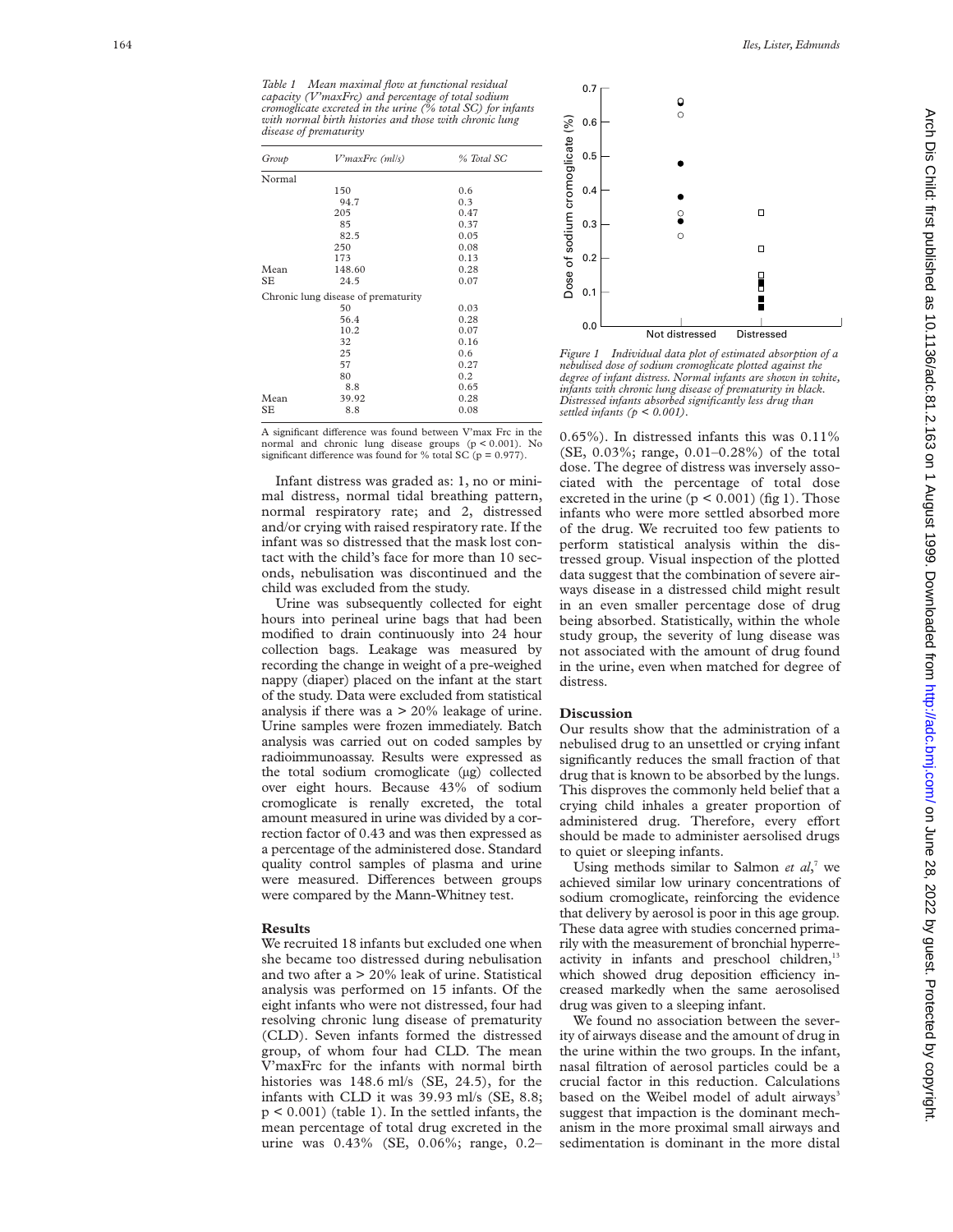*Table 1 Mean maximal flow at functional residual capacity (V'maxFrc) and percentage of total sodium cromoglicate excreted in the urine (% total SC) for infants with normal birth histories and those with chronic lung disease of prematurity*

| Group | V'maxFrc (ml/s) | % Total SC |
|---|---|---|
| Normal | | |
| | 150 | 0.6 |
| | 94.7 | 0.3 |
| | 205 | 0.47 |
| | 85 | 0.37 |
| | 82.5 | 0.05 |
| | 250 | 0.08 |
| | 173 | 0.13 |
| Mean | 148.60 | 0.28 |
| SE | 24.5 | 0.07 |
| Chronic lung disease of prematurity | | |
| | 50 | 0.03 |
| | 56.4 | 0.28 |
| | 10.2 | 0.07 |
| | 32 | 0.16 |
| | 25 | 0.6 |
| | 57 | 0.27 |
| | 80 | 0.2 |
| | 8.8 | 0.65 |
| Mean | 39.92 | 0.28 |
| SE | 8.8 | 0.08 |

A significant difference was found between V'max Frc in the normal and chronic lung disease groups ($p < 0.001$). No significant difference was found for % total SC ($p = 0.977$).

Infant distress was graded as: 1, no or minimal distress, normal tidal breathing pattern, normal respiratory rate; and 2, distressed and/or crying with raised respiratory rate. If the infant was so distressed that the mask lost contact with the child's face for more than 10 seconds, nebulisation was discontinued and the child was excluded from the study.

Urine was subsequently collected for eight hours into perineal urine bags that had been modified to drain continuously into 24 hour collection bags. Leakage was measured by recording the change in weight of a pre-weighed nappy (diaper) placed on the infant at the start of the study. Data were excluded from statistical analysis if there was a > 20% leakage of urine. Urine samples were frozen immediately. Batch analysis was carried out on coded samples by radioimmunoassay. Results were expressed as the total sodium cromoglicate (μg) collected over eight hours. Because 43% of sodium cromoglicate is renally excreted, the total amount measured in urine was divided by a correction factor of 0.43 and was then expressed as a percentage of the administered dose. Standard quality control samples of plasma and urine were measured. Differences between groups were compared by the Mann-Whitney test.

## Results

We recruited 18 infants but excluded one when she became too distressed during nebulisation and two after a > 20% leak of urine. Statistical analysis was performed on 15 infants. Of the eight infants who were not distressed, four had resolving chronic lung disease of prematurity (CLD). Seven infants formed the distressed group, of whom four had CLD. The mean V'maxFrc for the infants with normal birth histories was 148.6 ml/s (SE, 24.5), for the infants with CLD it was 39.93 ml/s (SE, 8.8; $p < 0.001$) (table 1). In the settled infants, the mean percentage of total drug excreted in the urine was 0.43% (SE, 0.06%; range, 0.2–0.65%). In distressed infants this was 0.11% (SE, 0.03%; range, 0.01–0.28%) of the total dose. The degree of distress was inversely associated with the percentage of total dose excreted in the urine ($p < 0.001$) (fig 1). Those infants who were more settled absorbed more of the drug. We recruited too few patients to perform statistical analysis within the distressed group. Visual inspection of the plotted data suggest that the combination of severe airways disease in a distressed child might result in an even smaller percentage dose of drug being absorbed. Statistically, within the whole study group, the severity of lung disease was not associated with the amount of drug found in the urine, even when matched for degree of distress.

*Figure 1 Individual data plot of estimated absorption of a nebulised dose of sodium cromoglicate plotted against the degree of infant distress. Normal infants are shown in white, infants with chronic lung disease of prematurity in black. Distressed infants absorbed significantly less drug than settled infants ($p < 0.001$).*

## Discussion

Our results show that the administration of a nebulised drug to an unsettled or crying infant significantly reduces the small fraction of that drug that is known to be absorbed by the lungs. This disproves the commonly held belief that a crying child inhales a greater proportion of administered drug. Therefore, every effort should be made to administer aersolised drugs to quiet or sleeping infants.

Using methods similar to Salmon *et al*,[7] we achieved similar low urinary concentrations of sodium cromoglicate, reinforcing the evidence that delivery by aerosol is poor in this age group. These data agree with studies concerned primarily with the measurement of bronchial hyperreactivity in infants and preschool children,[13] which showed drug deposition efficiency increased markedly when the same aerosolised drug was given to a sleeping infant.

We found no association between the severity of airways disease and the amount of drug in the urine within the two groups. In the infant, nasal filtration of aerosol particles could be a crucial factor in this reduction. Calculations based on the Weibel model of adult airways[3] suggest that impaction is the dominant mechanism in the more proximal small airways and sedimentation is dominant in the more distal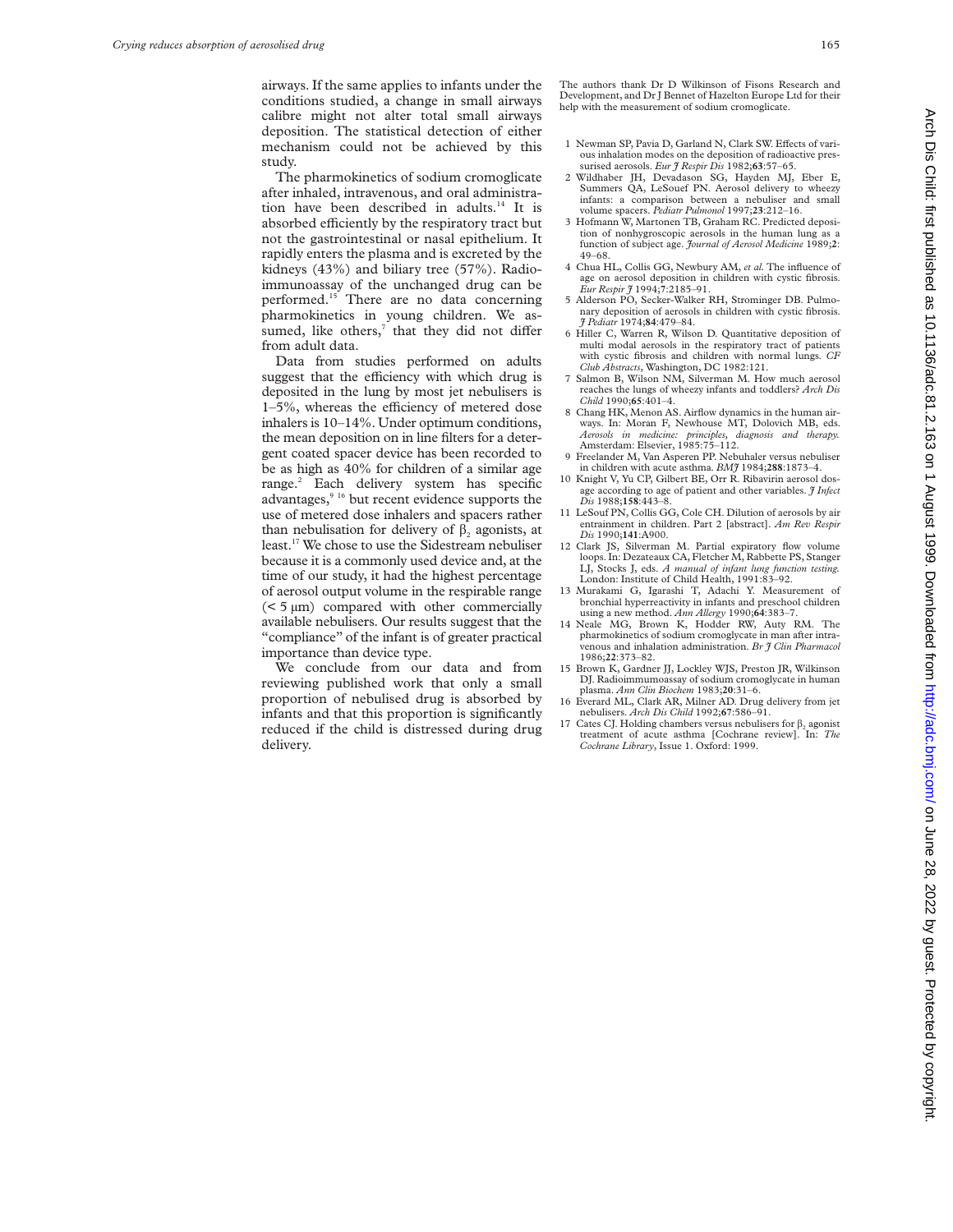airways. If the same applies to infants under the conditions studied, a change in small airways calibre might not alter total small airways deposition. The statistical detection of either mechanism could not be achieved by this study.

The pharmokinetics of sodium cromoglicate after inhaled, intravenous, and oral administration have been described in adults.[14] It is absorbed efficiently by the respiratory tract but not the gastrointestinal or nasal epithelium. It rapidly enters the plasma and is excreted by the kidneys (43%) and biliary tree (57%). Radioimmunoassay of the unchanged drug can be performed.[15] There are no data concerning pharmokinetics in young children. We assumed, like others,[7] that they did not differ from adult data.

Data from studies performed on adults suggest that the efficiency with which drug is deposited in the lung by most jet nebulisers is 1–5%, whereas the efficiency of metered dose inhalers is 10–14%. Under optimum conditions, the mean deposition on in line filters for a detergent coated spacer device has been recorded to be as high as 40% for children of a similar age range.[2] Each delivery system has specific advantages,[9,16] but recent evidence supports the use of metered dose inhalers and spacers rather than nebulisation for delivery of $\beta_2$ agonists, at least.[17] We chose to use the Sidestream nebuliser because it is a commonly used device and, at the time of our study, it had the highest percentage of aerosol output volume in the respirable range ($< 5$ μm) compared with other commercially available nebulisers. Our results suggest that the "compliance" of the infant is of greater practical importance than device type.

We conclude from our data and from reviewing published work that only a small proportion of nebulised drug is absorbed by infants and that this proportion is significantly reduced if the child is distressed during drug delivery.

The authors thank Dr D Wilkinson of Fisons Research and Development, and Dr J Bennet of Hazelton Europe Ltd for their help with the measurement of sodium cromoglicate.

1 Newman SP, Pavia D, Garland N, Clark SW. Effects of various inhalation modes on the deposition of radioactive pressurised aerosols. *Eur J Respir Dis* 1982;**63**:57–65.
2 Wildhaber JH, Devadason SG, Hayden MJ, Eber E, Summers QA, LeSouef PN. Aerosol delivery to wheezy infants: a comparison between a nebuliser and small volume spacers. *Pediatr Pulmonol* 1997;**23**:212–16.
3 Hofmann W, Martonen TB, Graham RC. Predicted deposition of nonhygroscopic aerosols in the human lung as a function of subject age. *Journal of Aerosol Medicine* 1989;**2**: 49–68.
4 Chua HL, Collis GG, Newbury AM, *et al*. The influence of age on aerosol deposition in children with cystic fibrosis. *Eur Respir J* 1994;**7**:2185–91.
5 Alderson PO, Secker-Walker RH, Strominger DB. Pulmonary deposition of aerosols in children with cystic fibrosis. *J Pediatr* 1974;**84**:479–84.
6 Hiller C, Warren R, Wilson D. Quantitative deposition of multi modal aerosols in the respiratory tract of patients with cystic fibrosis and children with normal lungs. *CF Club Abstracts*, Washington, DC 1982:121.
7 Salmon B, Wilson NM, Silverman M. How much aerosol reaches the lungs of wheezy infants and toddlers? *Arch Dis Child* 1990;**65**:401–4.
8 Chang HK, Menon AS. Airflow dynamics in the human airways. In: Moran F, Newhouse MT, Dolovich MB, eds. *Aerosols in medicine: principles, diagnosis and therapy.* Amsterdam: Elsevier, 1985:75–112.
9 Freelander M, Van Asperen PP. Nebuhaler versus nebuliser in children with acute asthma. *BMJ* 1984;**288**:1873–4.
10 Knight V, Yu CP, Gilbert BE, Orr R. Ribavirin aerosol dosage according to age of patient and other variables. *J Infect Dis* 1988;**158**:443–8.
11 LeSouf PN, Collis GG, Cole CH. Dilution of aerosols by air entrainment in children. Part 2 [abstract]. *Am Rev Respir Dis* 1990;**141**:A900.
12 Clark JS, Silverman M. Partial expiratory flow volume loops. In: Dezateaux CA, Fletcher M, Rabbette PS, Stanger LJ, Stocks J, eds. *A manual of infant lung function testing.* London: Institute of Child Health, 1991:83–92.
13 Murakami G, Igarashi T, Adachi Y. Measurement of bronchial hyperreactivity in infants and preschool children using a new method. *Ann Allergy* 1990;**64**:383–7.
14 Neale MG, Brown K, Hodder RW, Auty RM. The pharmokinetics of sodium cromoglycate in man after intravenous and inhalation administration. *Br J Clin Pharmacol* 1986;**22**:373–82.
15 Brown K, Gardner JJ, Lockley WJS, Preston JR, Wilkinson DJ. Radioimmumoassay of sodium cromoglycate in human plasma. *Ann Clin Biochem* 1983;**20**:31–6.
16 Everard ML, Clark AR, Milner AD. Drug delivery from jet nebulisers. *Arch Dis Child* 1992;**67**:586–91.
17 Cates CJ. Holding chambers versus nebulisers for $\beta_2$ agonist treatment of acute asthma [Cochrane review]. In: *The Cochrane Library*, Issue 1. Oxford: 1999.